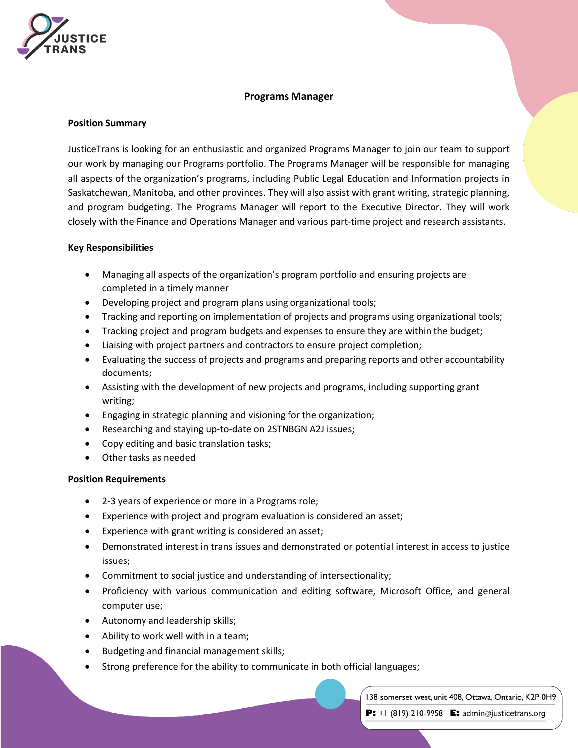# Programs Manager

## Position Summary

JusticeTrans is looking for an enthusiastic and organized Programs Manager to join our team to support our work by managing our Programs portfolio. The Programs Manager will be responsible for managing all aspects of the organization's programs, including Public Legal Education and Information projects in Saskatchewan, Manitoba, and other provinces. They will also assist with grant writing, strategic planning, and program budgeting. The Programs Manager will report to the Executive Director. They will work closely with the Finance and Operations Manager and various part-time project and research assistants.

## Key Responsibilities

- Managing all aspects of the organization's program portfolio and ensuring projects are completed in a timely manner
- Developing project and program plans using organizational tools;
- Tracking and reporting on implementation of projects and programs using organizational tools;
- Tracking project and program budgets and expenses to ensure they are within the budget;
- Liaising with project partners and contractors to ensure project completion;
- Evaluating the success of projects and programs and preparing reports and other accountability documents;
- Assisting with the development of new projects and programs, including supporting grant writing;
- Engaging in strategic planning and visioning for the organization;
- Researching and staying up-to-date on 2STNBGN A2J issues;
- Copy editing and basic translation tasks;
- Other tasks as needed

## Position Requirements

- 2-3 years of experience or more in a Programs role;
- Experience with project and program evaluation is considered an asset;
- Experience with grant writing is considered an asset;
- Demonstrated interest in trans issues and demonstrated or potential interest in access to justice issues;
- Commitment to social justice and understanding of intersectionality;
- Proficiency with various communication and editing software, Microsoft Office, and general computer use;
- Autonomy and leadership skills;
- Ability to work well with in a team;
- Budgeting and financial management skills;
- Strong preference for the ability to communicate in both official languages;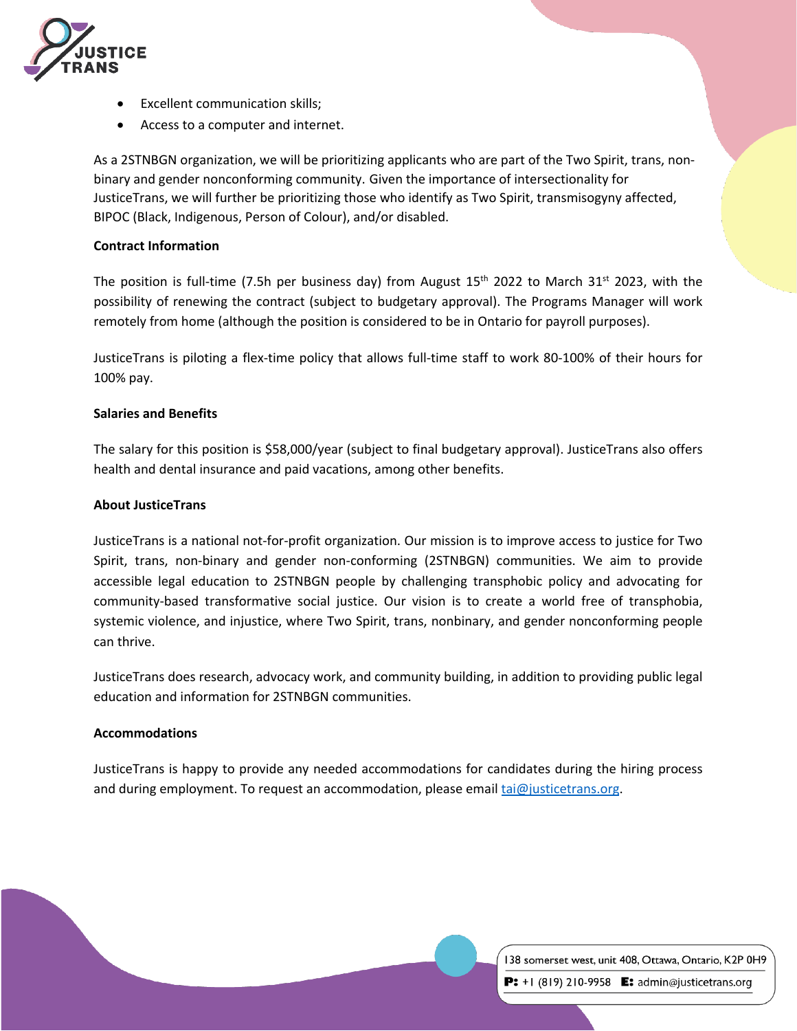- Excellent communication skills;
- Access to a computer and internet.

As a 2STNBGN organization, we will be prioritizing applicants who are part of the Two Spirit, trans, non-binary and gender nonconforming community. Given the importance of intersectionality for JusticeTrans, we will further be prioritizing those who identify as Two Spirit, transmisogyny affected, BIPOC (Black, Indigenous, Person of Colour), and/or disabled.

**Contract Information**

The position is full-time (7.5h per business day) from August 15th 2022 to March 31st 2023, with the possibility of renewing the contract (subject to budgetary approval). The Programs Manager will work remotely from home (although the position is considered to be in Ontario for payroll purposes).

JusticeTrans is piloting a flex-time policy that allows full-time staff to work 80-100% of their hours for 100% pay.

**Salaries and Benefits**

The salary for this position is $58,000/year (subject to final budgetary approval). JusticeTrans also offers health and dental insurance and paid vacations, among other benefits.

**About JusticeTrans**

JusticeTrans is a national not-for-profit organization. Our mission is to improve access to justice for Two Spirit, trans, non-binary and gender non-conforming (2STNBGN) communities. We aim to provide accessible legal education to 2STNBGN people by challenging transphobic policy and advocating for community-based transformative social justice. Our vision is to create a world free of transphobia, systemic violence, and injustice, where Two Spirit, trans, nonbinary, and gender nonconforming people can thrive.

JusticeTrans does research, advocacy work, and community building, in addition to providing public legal education and information for 2STNBGN communities.

**Accommodations**

JusticeTrans is happy to provide any needed accommodations for candidates during the hiring process and during employment. To request an accommodation, please email tai@justicetrans.org.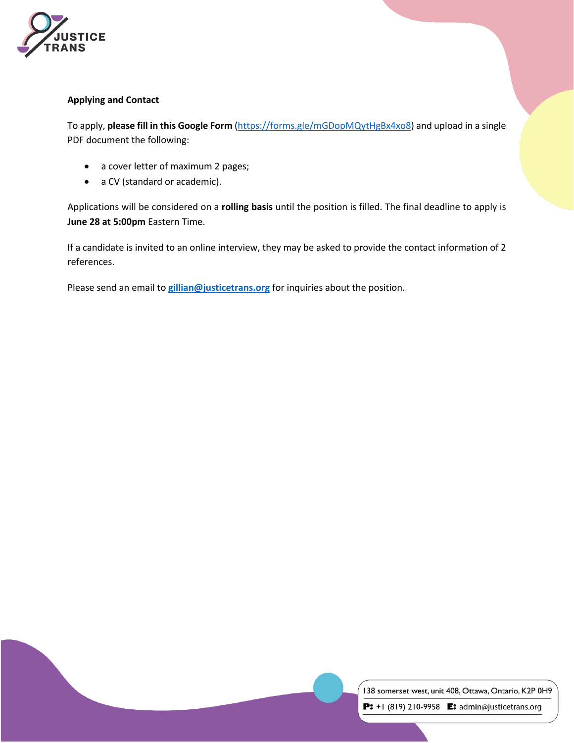**Applying and Contact**

To apply, **please fill in this Google Form** (https://forms.gle/mGDopMQytHgBx4xo8) and upload in a single PDF document the following:

- a cover letter of maximum 2 pages;
- a CV (standard or academic).

Applications will be considered on a **rolling basis** until the position is filled. The final deadline to apply is **June 28 at 5:00pm** Eastern Time.

If a candidate is invited to an online interview, they may be asked to provide the contact information of 2 references.

Please send an email to **gillian@justicetrans.org** for inquiries about the position.